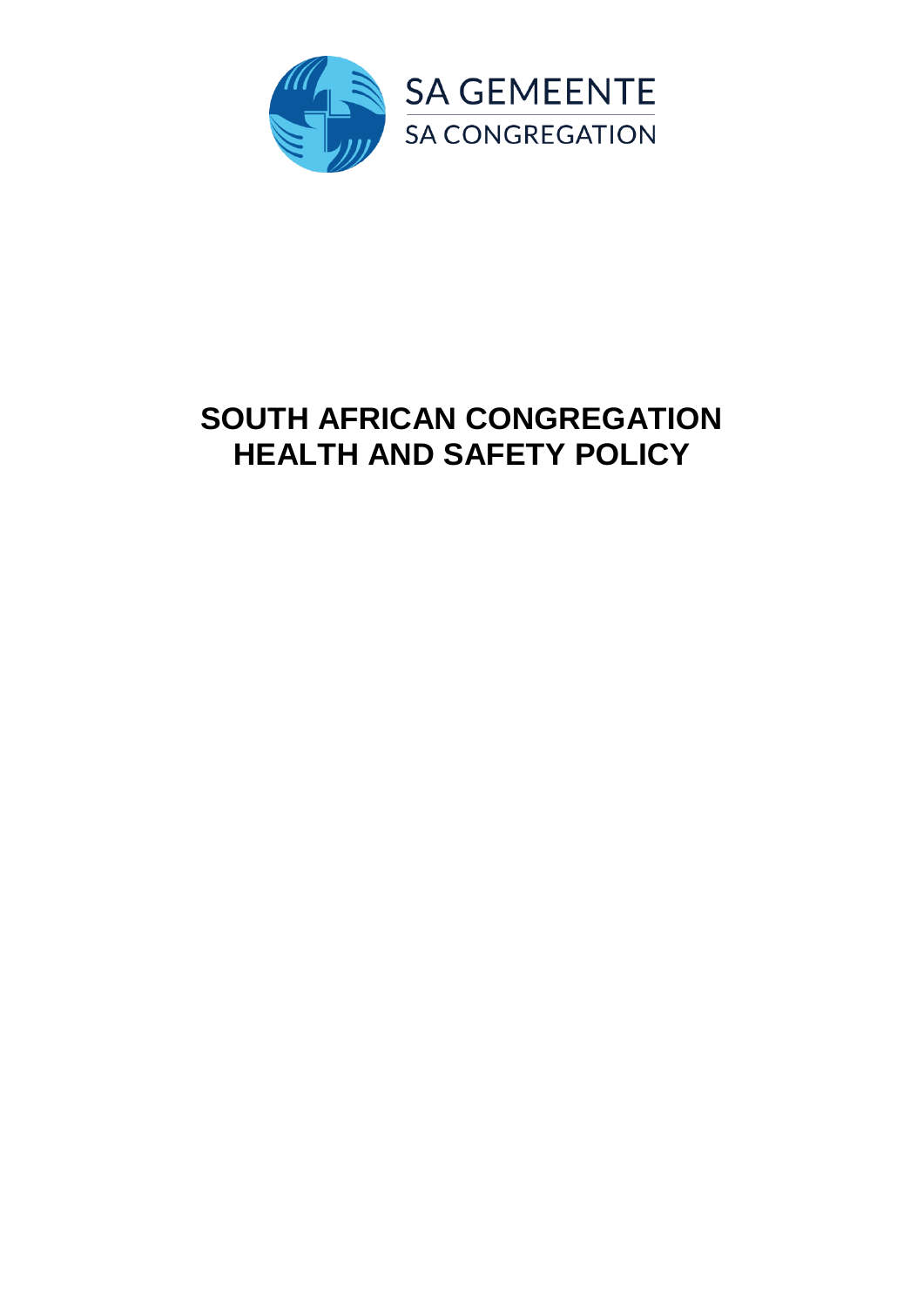SA GEMEENTE

SA CONGREGATION

# SOUTH AFRICAN CONGREGATION HEALTH AND SAFETY POLICY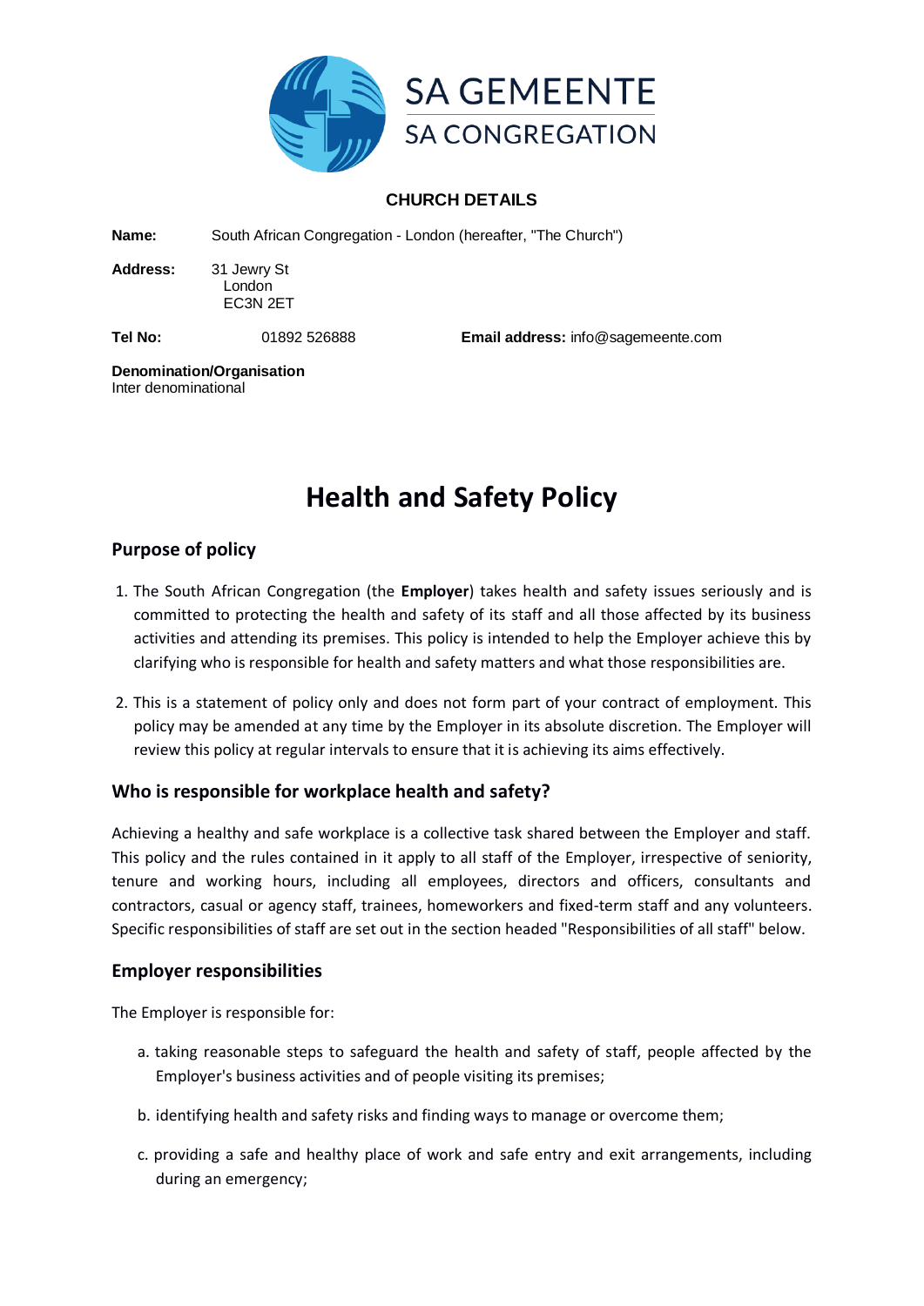**SA GEMEENTE**
**SA CONGREGATION**

### CHURCH DETAILS

**Name:** South African Congregation - London (hereafter, "The Church")

**Address:** 31 Jewry St
London
EC3N 2ET

**Tel No:** 01892 526888 **Email address:** info@sagemeente.com

**Denomination/Organisation**
Inter denominational

# Health and Safety Policy

## Purpose of policy

1. The South African Congregation (the **Employer**) takes health and safety issues seriously and is committed to protecting the health and safety of its staff and all those affected by its business activities and attending its premises. This policy is intended to help the Employer achieve this by clarifying who is responsible for health and safety matters and what those responsibilities are.

2. This is a statement of policy only and does not form part of your contract of employment. This policy may be amended at any time by the Employer in its absolute discretion. The Employer will review this policy at regular intervals to ensure that it is achieving its aims effectively.

## Who is responsible for workplace health and safety?

Achieving a healthy and safe workplace is a collective task shared between the Employer and staff. This policy and the rules contained in it apply to all staff of the Employer, irrespective of seniority, tenure and working hours, including all employees, directors and officers, consultants and contractors, casual or agency staff, trainees, homeworkers and fixed-term staff and any volunteers. Specific responsibilities of staff are set out in the section headed "Responsibilities of all staff" below.

## Employer responsibilities

The Employer is responsible for:

a. taking reasonable steps to safeguard the health and safety of staff, people affected by the Employer's business activities and of people visiting its premises;

b. identifying health and safety risks and finding ways to manage or overcome them;

c. providing a safe and healthy place of work and safe entry and exit arrangements, including during an emergency;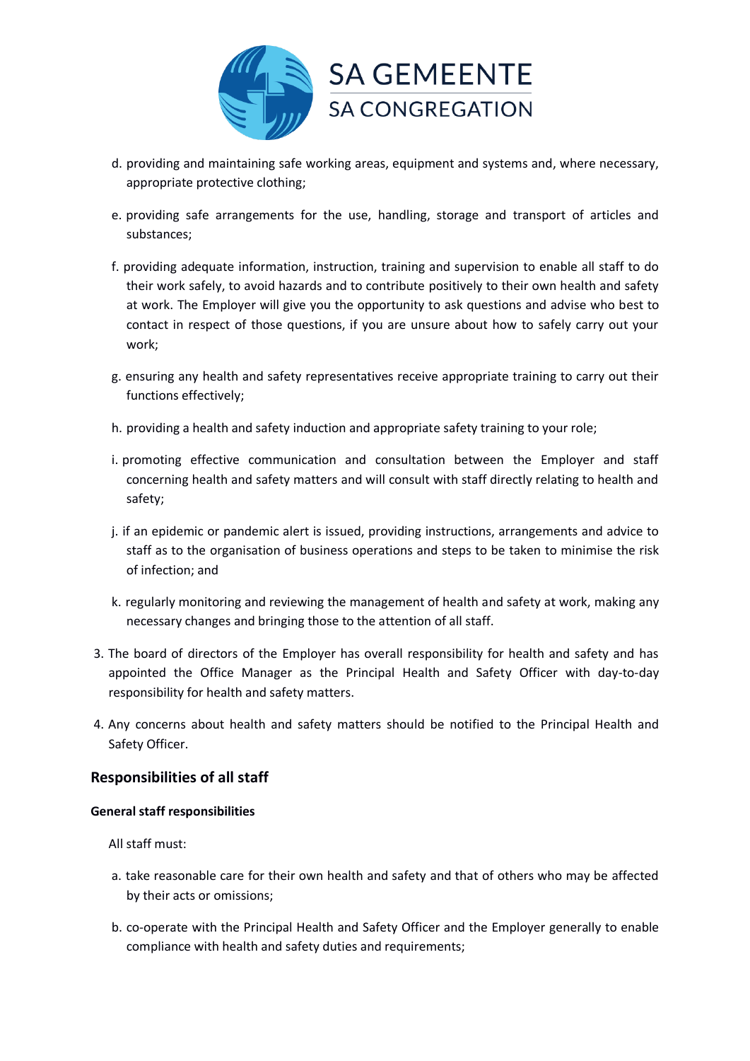d. providing and maintaining safe working areas, equipment and systems and, where necessary, appropriate protective clothing;

e. providing safe arrangements for the use, handling, storage and transport of articles and substances;

f. providing adequate information, instruction, training and supervision to enable all staff to do their work safely, to avoid hazards and to contribute positively to their own health and safety at work. The Employer will give you the opportunity to ask questions and advise who best to contact in respect of those questions, if you are unsure about how to safely carry out your work;

g. ensuring any health and safety representatives receive appropriate training to carry out their functions effectively;

h. providing a health and safety induction and appropriate safety training to your role;

i. promoting effective communication and consultation between the Employer and staff concerning health and safety matters and will consult with staff directly relating to health and safety;

j. if an epidemic or pandemic alert is issued, providing instructions, arrangements and advice to staff as to the organisation of business operations and steps to be taken to minimise the risk of infection; and

k. regularly monitoring and reviewing the management of health and safety at work, making any necessary changes and bringing those to the attention of all staff.

3. The board of directors of the Employer has overall responsibility for health and safety and has appointed the Office Manager as the Principal Health and Safety Officer with day-to-day responsibility for health and safety matters.

4. Any concerns about health and safety matters should be notified to the Principal Health and Safety Officer.

## Responsibilities of all staff

#### General staff responsibilities

All staff must:

a. take reasonable care for their own health and safety and that of others who may be affected by their acts or omissions;

b. co-operate with the Principal Health and Safety Officer and the Employer generally to enable compliance with health and safety duties and requirements;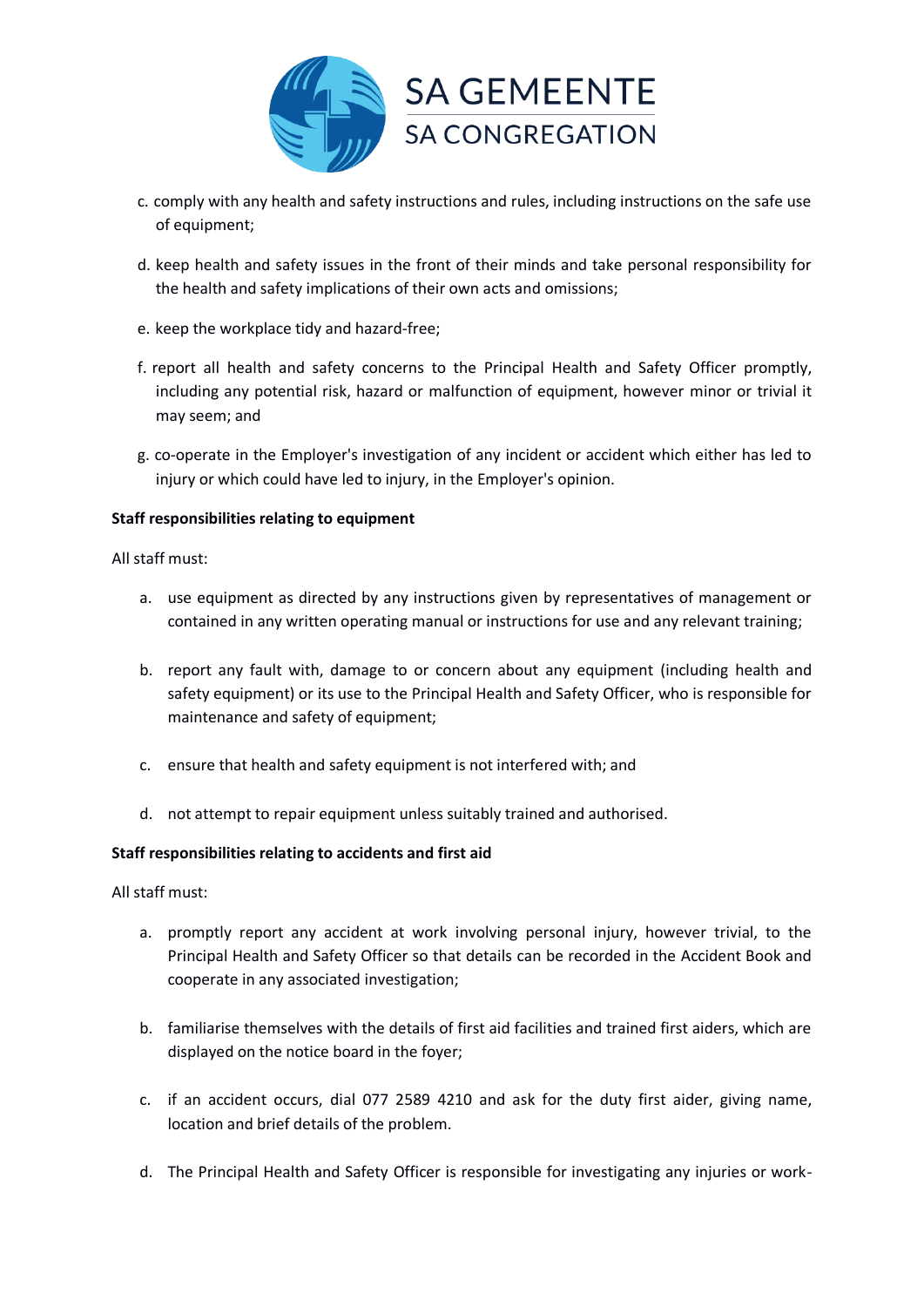c. comply with any health and safety instructions and rules, including instructions on the safe use of equipment;

d. keep health and safety issues in the front of their minds and take personal responsibility for the health and safety implications of their own acts and omissions;

e. keep the workplace tidy and hazard-free;

f. report all health and safety concerns to the Principal Health and Safety Officer promptly, including any potential risk, hazard or malfunction of equipment, however minor or trivial it may seem; and

g. co-operate in the Employer's investigation of any incident or accident which either has led to injury or which could have led to injury, in the Employer's opinion.

**Staff responsibilities relating to equipment**

All staff must:

a. use equipment as directed by any instructions given by representatives of management or contained in any written operating manual or instructions for use and any relevant training;

b. report any fault with, damage to or concern about any equipment (including health and safety equipment) or its use to the Principal Health and Safety Officer, who is responsible for maintenance and safety of equipment;

c. ensure that health and safety equipment is not interfered with; and

d. not attempt to repair equipment unless suitably trained and authorised.

**Staff responsibilities relating to accidents and first aid**

All staff must:

a. promptly report any accident at work involving personal injury, however trivial, to the Principal Health and Safety Officer so that details can be recorded in the Accident Book and cooperate in any associated investigation;

b. familiarise themselves with the details of first aid facilities and trained first aiders, which are displayed on the notice board in the foyer;

c. if an accident occurs, dial 077 2589 4210 and ask for the duty first aider, giving name, location and brief details of the problem.

d. The Principal Health and Safety Officer is responsible for investigating any injuries or work-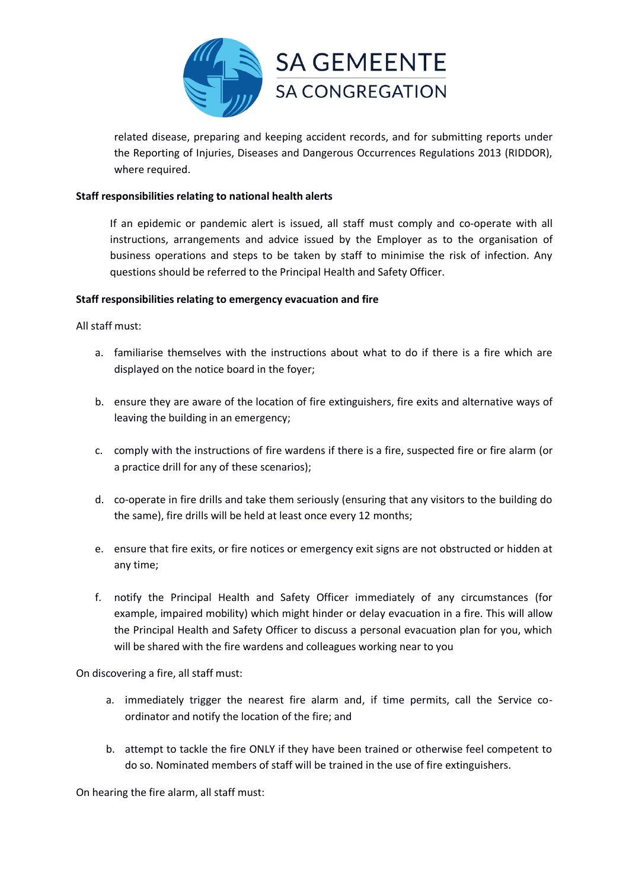related disease, preparing and keeping accident records, and for submitting reports under the Reporting of Injuries, Diseases and Dangerous Occurrences Regulations 2013 (RIDDOR), where required.

**Staff responsibilities relating to national health alerts**

If an epidemic or pandemic alert is issued, all staff must comply and co-operate with all instructions, arrangements and advice issued by the Employer as to the organisation of business operations and steps to be taken by staff to minimise the risk of infection. Any questions should be referred to the Principal Health and Safety Officer.

**Staff responsibilities relating to emergency evacuation and fire**

All staff must:

a. familiarise themselves with the instructions about what to do if there is a fire which are displayed on the notice board in the foyer;

b. ensure they are aware of the location of fire extinguishers, fire exits and alternative ways of leaving the building in an emergency;

c. comply with the instructions of fire wardens if there is a fire, suspected fire or fire alarm (or a practice drill for any of these scenarios);

d. co-operate in fire drills and take them seriously (ensuring that any visitors to the building do the same), fire drills will be held at least once every 12 months;

e. ensure that fire exits, or fire notices or emergency exit signs are not obstructed or hidden at any time;

f. notify the Principal Health and Safety Officer immediately of any circumstances (for example, impaired mobility) which might hinder or delay evacuation in a fire. This will allow the Principal Health and Safety Officer to discuss a personal evacuation plan for you, which will be shared with the fire wardens and colleagues working near to you

On discovering a fire, all staff must:

a. immediately trigger the nearest fire alarm and, if time permits, call the Service co-ordinator and notify the location of the fire; and

b. attempt to tackle the fire ONLY if they have been trained or otherwise feel competent to do so. Nominated members of staff will be trained in the use of fire extinguishers.

On hearing the fire alarm, all staff must: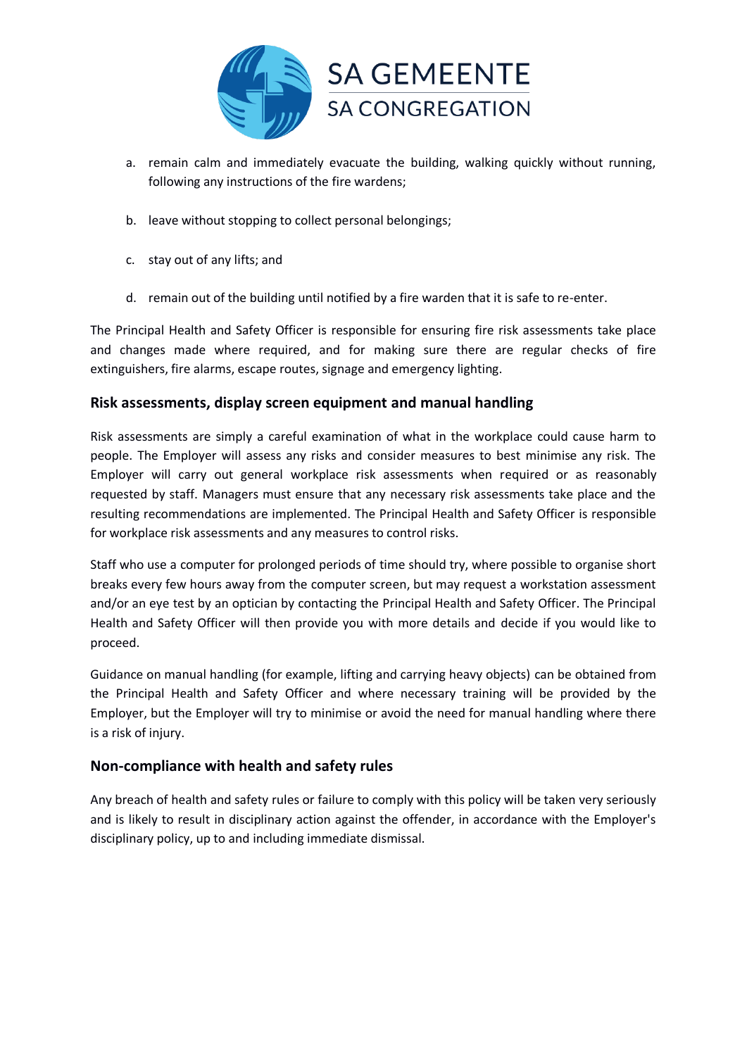a. remain calm and immediately evacuate the building, walking quickly without running, following any instructions of the fire wardens;

b. leave without stopping to collect personal belongings;

c. stay out of any lifts; and

d. remain out of the building until notified by a fire warden that it is safe to re-enter.

The Principal Health and Safety Officer is responsible for ensuring fire risk assessments take place and changes made where required, and for making sure there are regular checks of fire extinguishers, fire alarms, escape routes, signage and emergency lighting.

## Risk assessments, display screen equipment and manual handling

Risk assessments are simply a careful examination of what in the workplace could cause harm to people. The Employer will assess any risks and consider measures to best minimise any risk. The Employer will carry out general workplace risk assessments when required or as reasonably requested by staff. Managers must ensure that any necessary risk assessments take place and the resulting recommendations are implemented. The Principal Health and Safety Officer is responsible for workplace risk assessments and any measures to control risks.

Staff who use a computer for prolonged periods of time should try, where possible to organise short breaks every few hours away from the computer screen, but may request a workstation assessment and/or an eye test by an optician by contacting the Principal Health and Safety Officer. The Principal Health and Safety Officer will then provide you with more details and decide if you would like to proceed.

Guidance on manual handling (for example, lifting and carrying heavy objects) can be obtained from the Principal Health and Safety Officer and where necessary training will be provided by the Employer, but the Employer will try to minimise or avoid the need for manual handling where there is a risk of injury.

## Non-compliance with health and safety rules

Any breach of health and safety rules or failure to comply with this policy will be taken very seriously and is likely to result in disciplinary action against the offender, in accordance with the Employer's disciplinary policy, up to and including immediate dismissal.